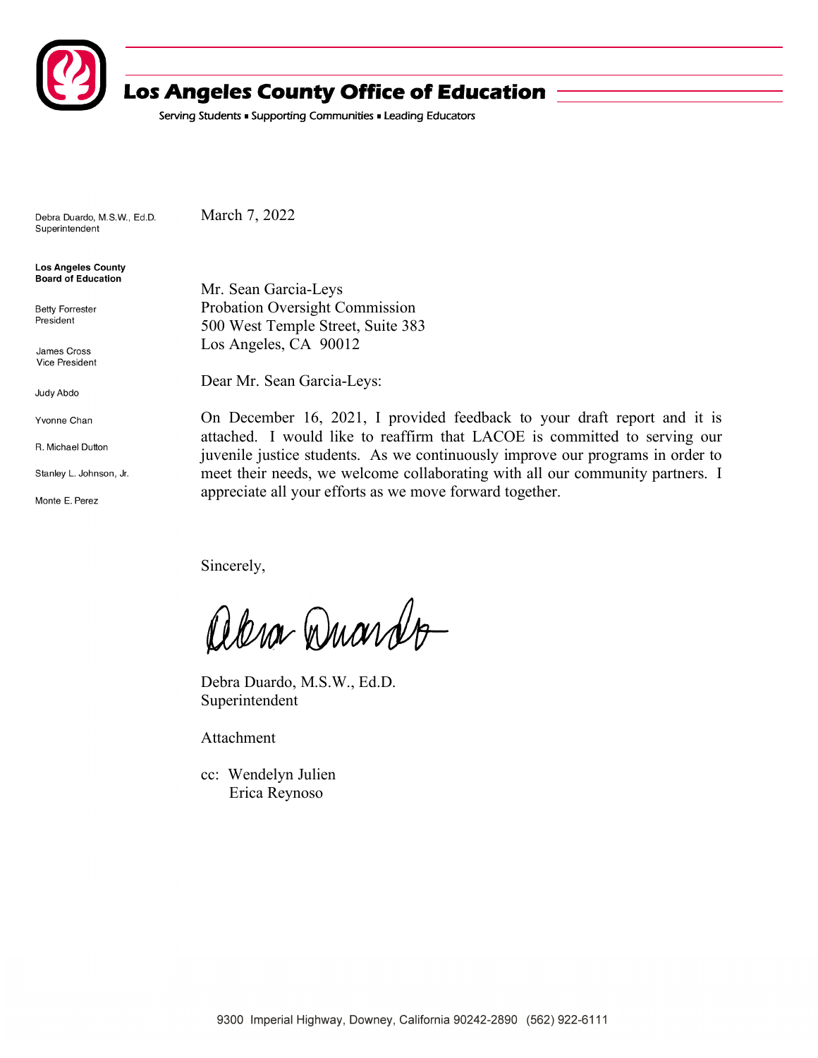# Los Angeles County Office of Education

Serving Students ▪ Supporting Communities ▪ Leading Educators

Debra Duardo, M.S.W., Ed.D.
Superintendent

**Los Angeles County Board of Education**

Betty Forrester
President

James Cross
Vice President

Judy Abdo

Yvonne Chan

R. Michael Dutton

Stanley L. Johnson, Jr.

Monte E. Perez

March 7, 2022

Mr. Sean Garcia-Leys
Probation Oversight Commission
500 West Temple Street, Suite 383
Los Angeles, CA 90012

Dear Mr. Sean Garcia-Leys:

On December 16, 2021, I provided feedback to your draft report and it is attached. I would like to reaffirm that LACOE is committed to serving our juvenile justice students. As we continuously improve our programs in order to meet their needs, we welcome collaborating with all our community partners. I appreciate all your efforts as we move forward together.

Sincerely,

Debra Duardo

Debra Duardo, M.S.W., Ed.D.
Superintendent

Attachment

cc: Wendelyn Julien
Erica Reynoso

9300 Imperial Highway, Downey, California 90242-2890 (562) 922-6111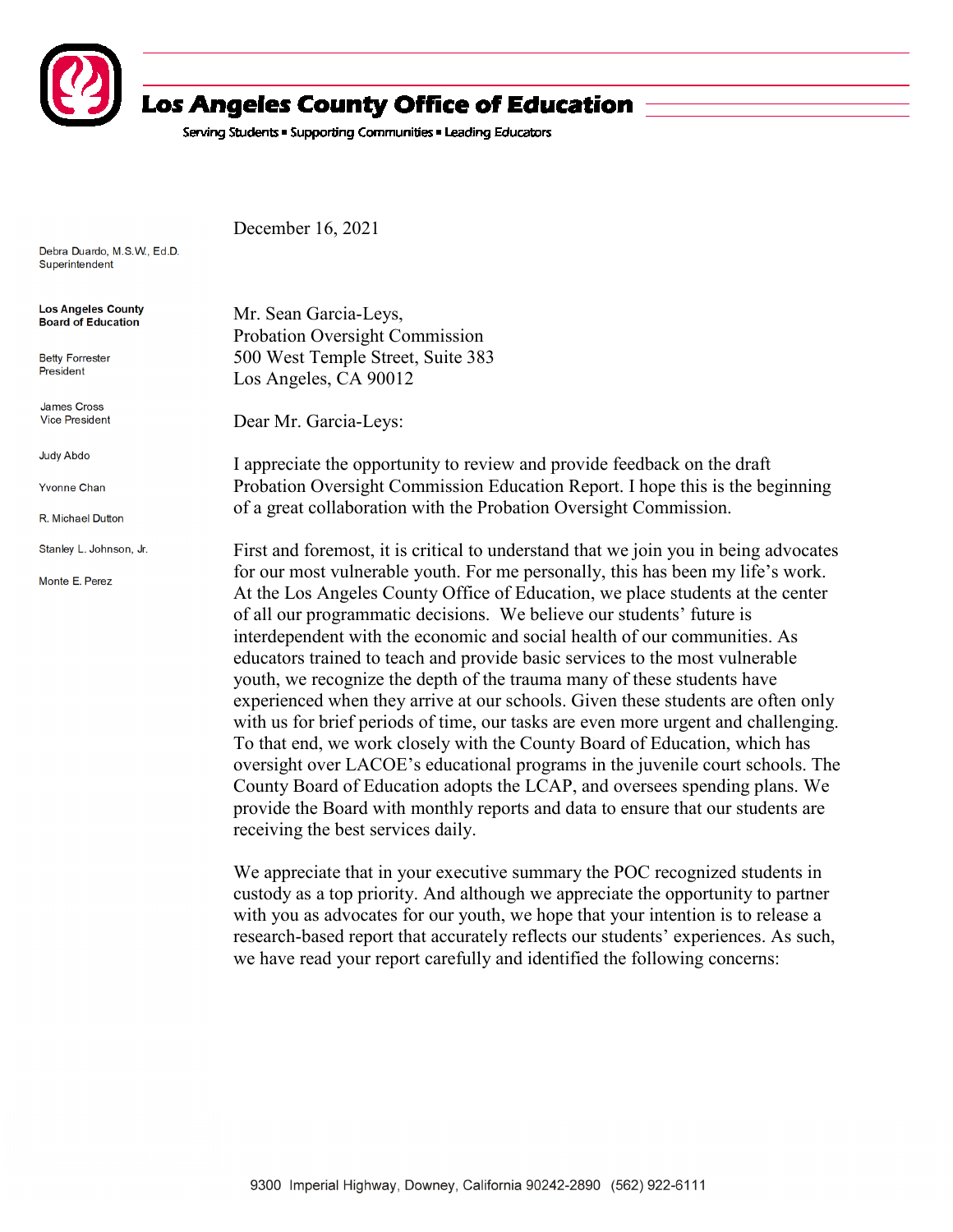# Los Angeles County Office of Education

Serving Students ▪ Supporting Communities ▪ Leading Educators

Debra Duardo, M.S.W., Ed.D.
Superintendent

**Los Angeles County Board of Education**

Betty Forrester
President

James Cross
Vice President

Judy Abdo

Yvonne Chan

R. Michael Dutton

Stanley L. Johnson, Jr.

Monte E. Perez

December 16, 2021

Mr. Sean Garcia-Leys,
Probation Oversight Commission
500 West Temple Street, Suite 383
Los Angeles, CA 90012

Dear Mr. Garcia-Leys:

I appreciate the opportunity to review and provide feedback on the draft Probation Oversight Commission Education Report. I hope this is the beginning of a great collaboration with the Probation Oversight Commission.

First and foremost, it is critical to understand that we join you in being advocates for our most vulnerable youth. For me personally, this has been my life's work. At the Los Angeles County Office of Education, we place students at the center of all our programmatic decisions. We believe our students' future is interdependent with the economic and social health of our communities. As educators trained to teach and provide basic services to the most vulnerable youth, we recognize the depth of the trauma many of these students have experienced when they arrive at our schools. Given these students are often only with us for brief periods of time, our tasks are even more urgent and challenging. To that end, we work closely with the County Board of Education, which has oversight over LACOE's educational programs in the juvenile court schools. The County Board of Education adopts the LCAP, and oversees spending plans. We provide the Board with monthly reports and data to ensure that our students are receiving the best services daily.

We appreciate that in your executive summary the POC recognized students in custody as a top priority. And although we appreciate the opportunity to partner with you as advocates for our youth, we hope that your intention is to release a research-based report that accurately reflects our students' experiences. As such, we have read your report carefully and identified the following concerns:

9300 Imperial Highway, Downey, California 90242-2890 (562) 922-6111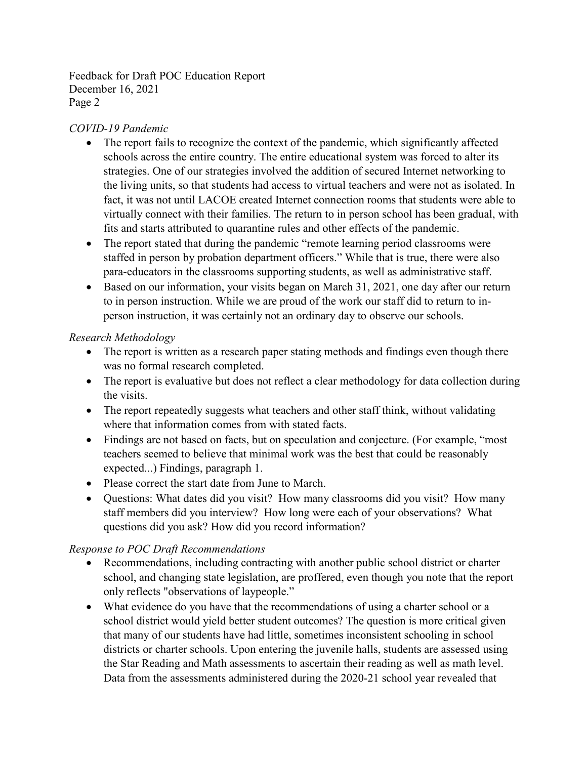*COVID-19 Pandemic*

- The report fails to recognize the context of the pandemic, which significantly affected schools across the entire country. The entire educational system was forced to alter its strategies. One of our strategies involved the addition of secured Internet networking to the living units, so that students had access to virtual teachers and were not as isolated. In fact, it was not until LACOE created Internet connection rooms that students were able to virtually connect with their families. The return to in person school has been gradual, with fits and starts attributed to quarantine rules and other effects of the pandemic.
- The report stated that during the pandemic "remote learning period classrooms were staffed in person by probation department officers." While that is true, there were also para-educators in the classrooms supporting students, as well as administrative staff.
- Based on our information, your visits began on March 31, 2021, one day after our return to in person instruction. While we are proud of the work our staff did to return to in-person instruction, it was certainly not an ordinary day to observe our schools.

*Research Methodology*

- The report is written as a research paper stating methods and findings even though there was no formal research completed.
- The report is evaluative but does not reflect a clear methodology for data collection during the visits.
- The report repeatedly suggests what teachers and other staff think, without validating where that information comes from with stated facts.
- Findings are not based on facts, but on speculation and conjecture. (For example, "most teachers seemed to believe that minimal work was the best that could be reasonably expected...) Findings, paragraph 1.
- Please correct the start date from June to March.
- Questions: What dates did you visit? How many classrooms did you visit? How many staff members did you interview? How long were each of your observations? What questions did you ask? How did you record information?

*Response to POC Draft Recommendations*

- Recommendations, including contracting with another public school district or charter school, and changing state legislation, are proffered, even though you note that the report only reflects "observations of laypeople."
- What evidence do you have that the recommendations of using a charter school or a school district would yield better student outcomes? The question is more critical given that many of our students have had little, sometimes inconsistent schooling in school districts or charter schools. Upon entering the juvenile halls, students are assessed using the Star Reading and Math assessments to ascertain their reading as well as math level. Data from the assessments administered during the 2020-21 school year revealed that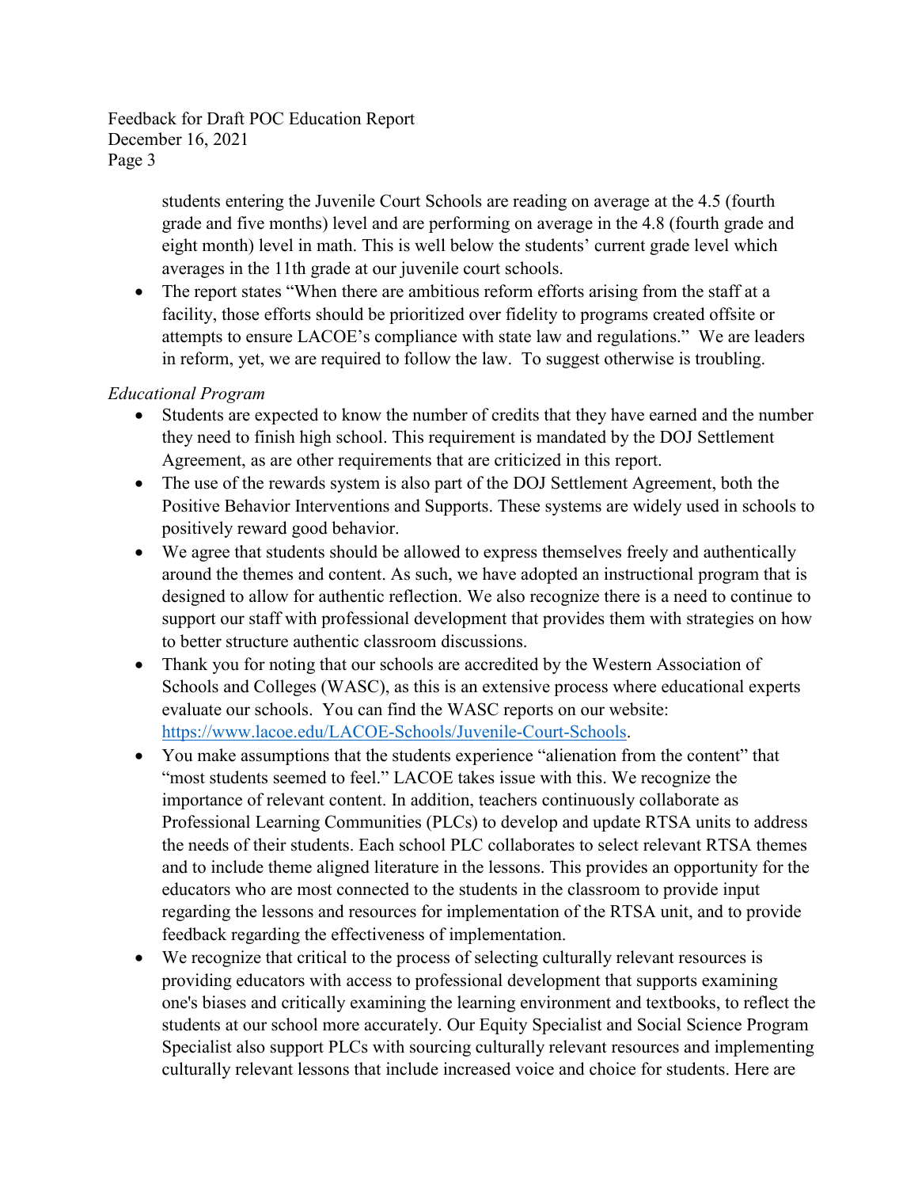students entering the Juvenile Court Schools are reading on average at the 4.5 (fourth grade and five months) level and are performing on average in the 4.8 (fourth grade and eight month) level in math. This is well below the students' current grade level which averages in the 11th grade at our juvenile court schools.

- The report states "When there are ambitious reform efforts arising from the staff at a facility, those efforts should be prioritized over fidelity to programs created offsite or attempts to ensure LACOE's compliance with state law and regulations." We are leaders in reform, yet, we are required to follow the law. To suggest otherwise is troubling.

*Educational Program*

- Students are expected to know the number of credits that they have earned and the number they need to finish high school. This requirement is mandated by the DOJ Settlement Agreement, as are other requirements that are criticized in this report.
- The use of the rewards system is also part of the DOJ Settlement Agreement, both the Positive Behavior Interventions and Supports. These systems are widely used in schools to positively reward good behavior.
- We agree that students should be allowed to express themselves freely and authentically around the themes and content. As such, we have adopted an instructional program that is designed to allow for authentic reflection. We also recognize there is a need to continue to support our staff with professional development that provides them with strategies on how to better structure authentic classroom discussions.
- Thank you for noting that our schools are accredited by the Western Association of Schools and Colleges (WASC), as this is an extensive process where educational experts evaluate our schools. You can find the WASC reports on our website: [https://www.lacoe.edu/LACOE-Schools/Juvenile-Court-Schools](https://www.lacoe.edu/LACOE-Schools/Juvenile-Court-Schools).
- You make assumptions that the students experience "alienation from the content" that "most students seemed to feel." LACOE takes issue with this. We recognize the importance of relevant content. In addition, teachers continuously collaborate as Professional Learning Communities (PLCs) to develop and update RTSA units to address the needs of their students. Each school PLC collaborates to select relevant RTSA themes and to include theme aligned literature in the lessons. This provides an opportunity for the educators who are most connected to the students in the classroom to provide input regarding the lessons and resources for implementation of the RTSA unit, and to provide feedback regarding the effectiveness of implementation.
- We recognize that critical to the process of selecting culturally relevant resources is providing educators with access to professional development that supports examining one's biases and critically examining the learning environment and textbooks, to reflect the students at our school more accurately. Our Equity Specialist and Social Science Program Specialist also support PLCs with sourcing culturally relevant resources and implementing culturally relevant lessons that include increased voice and choice for students. Here are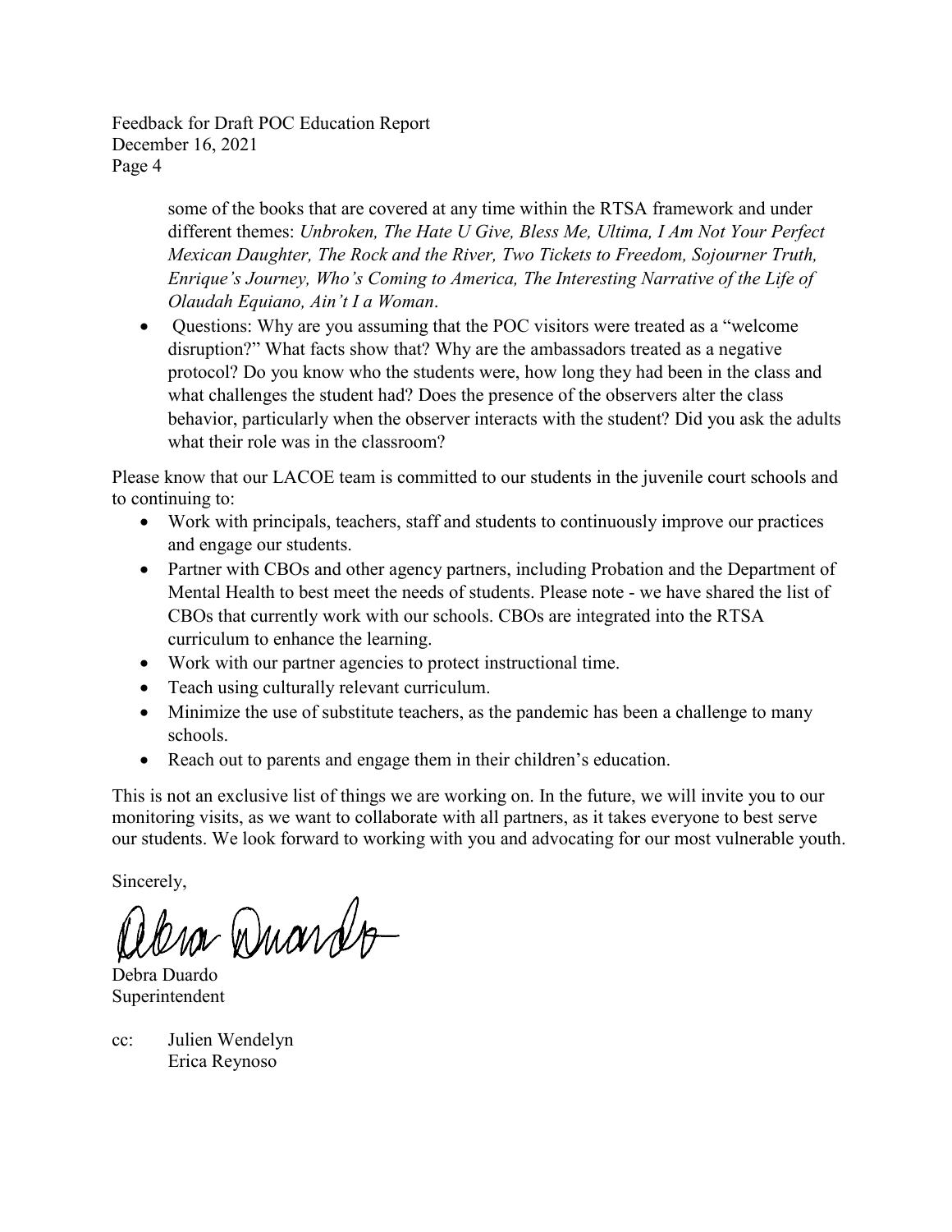some of the books that are covered at any time within the RTSA framework and under different themes: *Unbroken, The Hate U Give, Bless Me, Ultima, I Am Not Your Perfect Mexican Daughter, The Rock and the River, Two Tickets to Freedom, Sojourner Truth, Enrique's Journey, Who's Coming to America, The Interesting Narrative of the Life of Olaudah Equiano, Ain't I a Woman*.

- Questions: Why are you assuming that the POC visitors were treated as a "welcome disruption?" What facts show that? Why are the ambassadors treated as a negative protocol? Do you know who the students were, how long they had been in the class and what challenges the student had? Does the presence of the observers alter the class behavior, particularly when the observer interacts with the student? Did you ask the adults what their role was in the classroom?

Please know that our LACOE team is committed to our students in the juvenile court schools and to continuing to:

- Work with principals, teachers, staff and students to continuously improve our practices and engage our students.
- Partner with CBOs and other agency partners, including Probation and the Department of Mental Health to best meet the needs of students. Please note - we have shared the list of CBOs that currently work with our schools. CBOs are integrated into the RTSA curriculum to enhance the learning.
- Work with our partner agencies to protect instructional time.
- Teach using culturally relevant curriculum.
- Minimize the use of substitute teachers, as the pandemic has been a challenge to many schools.
- Reach out to parents and engage them in their children's education.

This is not an exclusive list of things we are working on. In the future, we will invite you to our monitoring visits, as we want to collaborate with all partners, as it takes everyone to best serve our students. We look forward to working with you and advocating for our most vulnerable youth.

Sincerely,

Debra Duardo
Superintendent

cc: Julien Wendelyn
Erica Reynoso